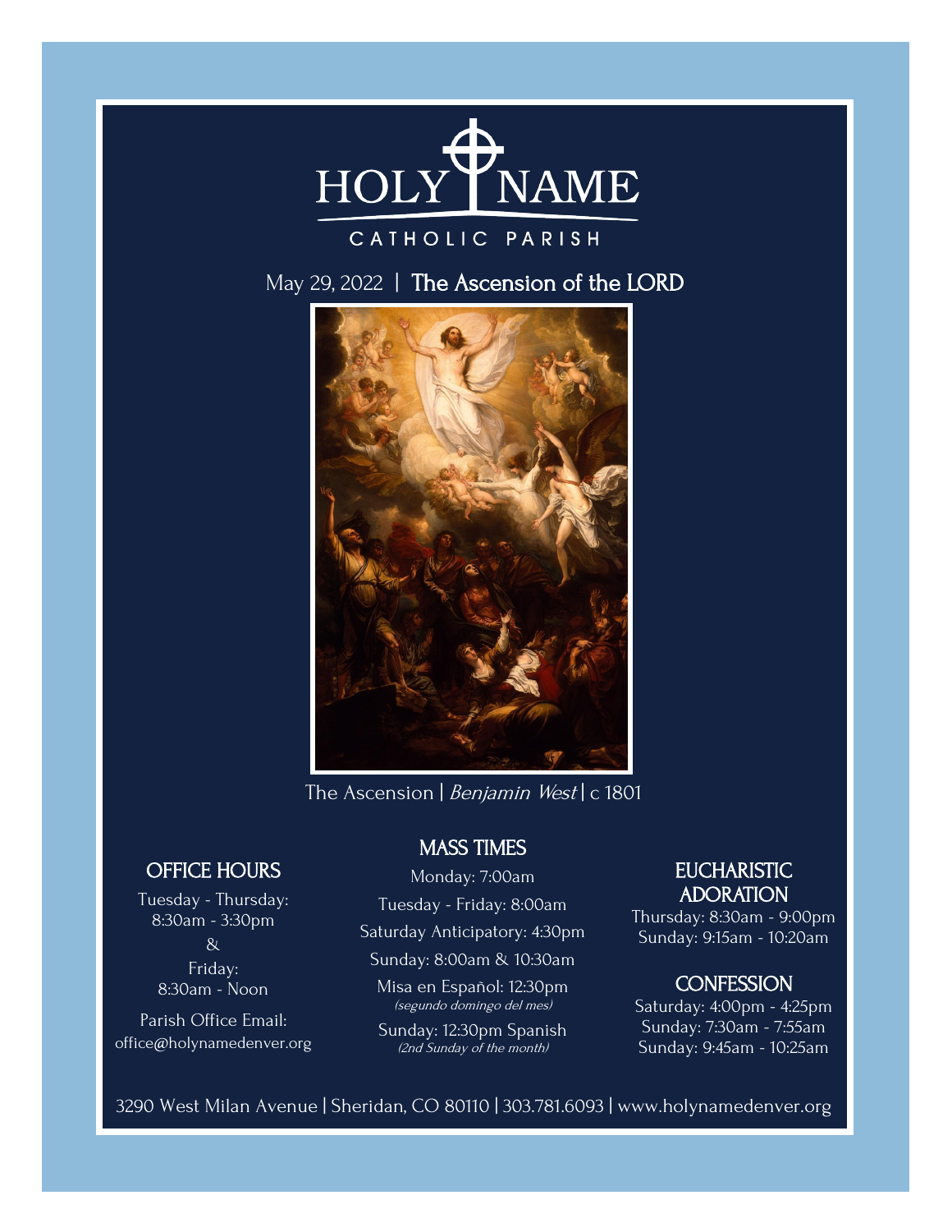# HOLY NAME

CATHOLIC PARISH

May 29, 2022 | **The Ascension of the LORD**

The Ascension | *Benjamin West* | c 1801

## OFFICE HOURS

Tuesday - Thursday:
8:30am - 3:30pm

&

Friday:
8:30am - Noon

Parish Office Email:
office@holynamedenver.org

## MASS TIMES

Monday: 7:00am

Tuesday - Friday: 8:00am

Saturday Anticipatory: 4:30pm

Sunday: 8:00am & 10:30am

Misa en Español: 12:30pm
*(segundo domingo del mes)*

Sunday: 12:30pm Spanish
*(2nd Sunday of the month)*

## EUCHARISTIC ADORATION

Thursday: 8:30am - 9:00pm

Sunday: 9:15am - 10:20am

## CONFESSION

Saturday: 4:00pm - 4:25pm

Sunday: 7:30am - 7:55am

Sunday: 9:45am - 10:25am

3290 West Milan Avenue | Sheridan, CO 80110 | 303.781.6093 | www.holynamedenver.org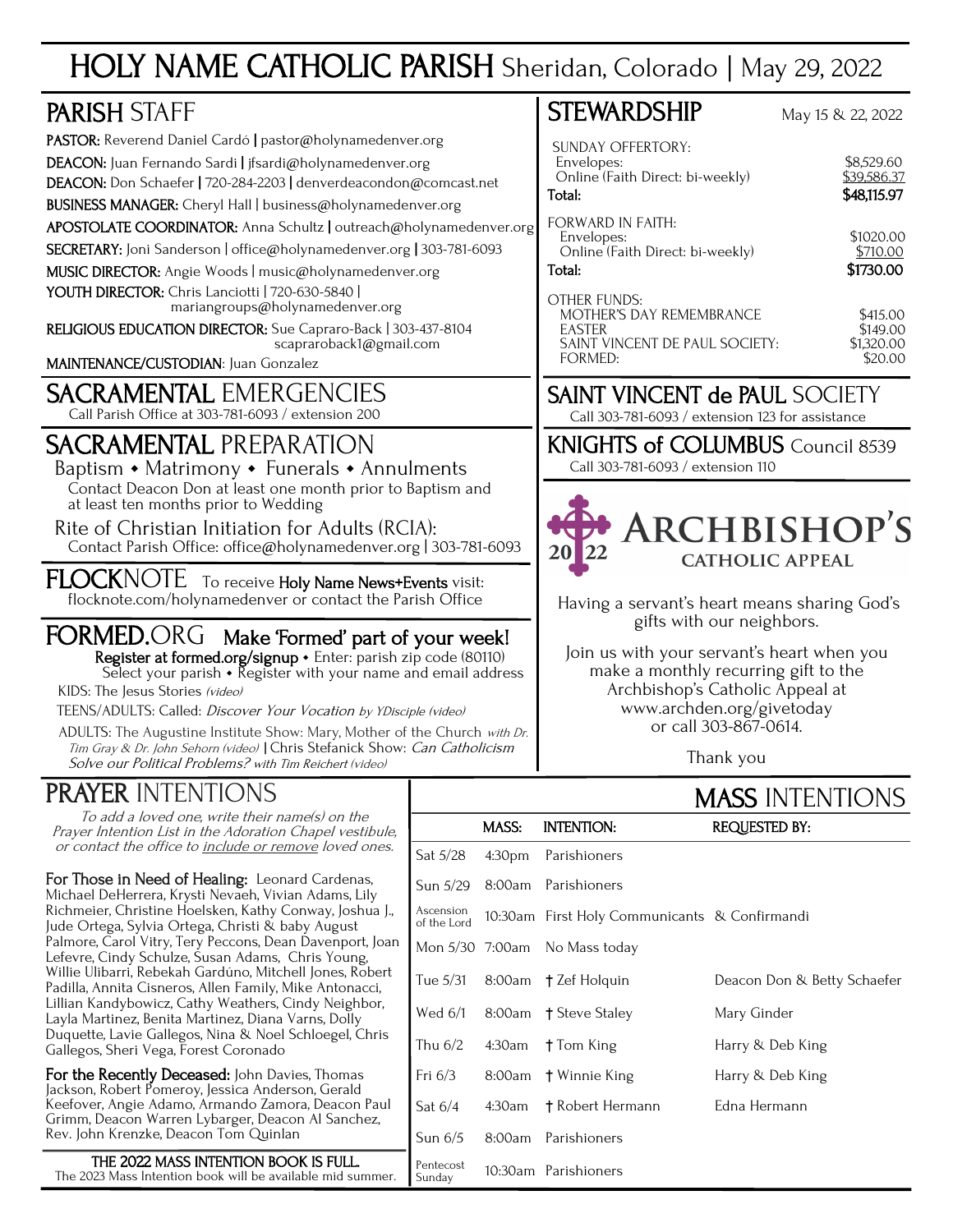# HOLY NAME CATHOLIC PARISH Sheridan, Colorado | May 29, 2022

## PARISH STAFF

**PASTOR:** Reverend Daniel Cardó | pastor@holynamedenver.org

**DEACON:** Juan Fernando Sardi | jfsardi@holynamedenver.org

**DEACON:** Don Schaefer | 720-284-2203 | denverdeacondon@comcast.net

**BUSINESS MANAGER:** Cheryl Hall | business@holynamedenver.org

**APOSTOLATE COORDINATOR:** Anna Schultz | outreach@holynamedenver.org

**SECRETARY:** Joni Sanderson | office@holynamedenver.org | 303-781-6093

**MUSIC DIRECTOR:** Angie Woods | music@holynamedenver.org

**YOUTH DIRECTOR:** Chris Lanciotti | 720-630-5840 | mariangroups@holynamedenver.org

**RELIGIOUS EDUCATION DIRECTOR:** Sue Capraro-Back | 303-437-8104 scapraroback1@gmail.com

**MAINTENANCE/CUSTODIAN:** Juan Gonzalez

## SACRAMENTAL EMERGENCIES

Call Parish Office at 303-781-6093 / extension 200

## SACRAMENTAL PREPARATION

Baptism • Matrimony • Funerals • Annulments

Contact Deacon Don at least one month prior to Baptism and at least ten months prior to Wedding

Rite of Christian Initiation for Adults (RCIA):
Contact Parish Office: office@holynamedenver.org | 303-781-6093

## FLOCKNOTE

To receive **Holy Name News+Events** visit: flocknote.com/holynamedenver or contact the Parish Office

## FORMED.ORG

**Make 'Formed' part of your week!**

**Register at formed.org/signup** • Enter: parish zip code (80110)
Select your parish • Register with your name and email address

KIDS: The Jesus Stories *(video)*

TEENS/ADULTS: Called: *Discover Your Vocation by YDisciple (video)*

ADULTS: The Augustine Institute Show: Mary, Mother of the Church *with Dr. Tim Gray & Dr. John Sehorn (video)* | Chris Stefanick Show: *Can Catholicism Solve our Political Problems? with Tim Reichert (video)*

## STEWARDSHIP

May 15 & 22, 2022

| | |
|---|---|
| SUNDAY OFFERTORY: | |
| Envelopes: | $8,529.60 |
| Online (Faith Direct: bi-weekly) | $39,586.37 |
| **Total:** | **$48,115.97** |
| FORWARD IN FAITH: | |
| Envelopes: | $1020.00 |
| Online (Faith Direct: bi-weekly) | $710.00 |
| **Total:** | **$1730.00** |
| OTHER FUNDS: | |
| MOTHER'S DAY REMEMBRANCE | $415.00 |
| EASTER | $149.00 |
| SAINT VINCENT DE PAUL SOCIETY: | $1,320.00 |
| FORMED: | $20.00 |

## SAINT VINCENT de PAUL SOCIETY

Call 303-781-6093 / extension 123 for assistance

## KNIGHTS of COLUMBUS Council 8539

Call 303-781-6093 / extension 110

## 2022 ARCHBISHOP'S CATHOLIC APPEAL

Having a servant's heart means sharing God's gifts with our neighbors.

Join us with your servant's heart when you make a monthly recurring gift to the Archbishop's Catholic Appeal at www.archden.org/givetoday or call 303-867-0614.

Thank you

## PRAYER INTENTIONS

*To add a loved one, write their name(s) on the Prayer Intention List in the Adoration Chapel vestibule, or contact the office to include or remove loved ones.*

**For Those in Need of Healing:** Leonard Cardenas, Michael DeHerrera, Krysti Nevaeh, Vivian Adams, Lily Richmeier, Christine Hoelsken, Kathy Conway, Joshua J., Jude Ortega, Sylvia Ortega, Christi & baby August Palmore, Carol Vitry, Tery Peccons, Dean Davenport, Joan Lefevre, Cindy Schulze, Susan Adams, Chris Young, Willie Ulibarri, Rebekah Gardúno, Mitchell Jones, Robert Padilla, Annita Cisneros, Allen Family, Mike Antonacci, Lillian Kandybowicz, Cathy Weathers, Cindy Neighbor, Layla Martinez, Benita Martinez, Diana Varns, Dolly Duquette, Lavie Gallegos, Nina & Noel Schloegel, Chris Gallegos, Sheri Vega, Forest Coronado

**For the Recently Deceased:** John Davies, Thomas Jackson, Robert Pomeroy, Jessica Anderson, Gerald Keefover, Angie Adamo, Armando Zamora, Deacon Paul Grimm, Deacon Warren Lybarger, Deacon Al Sanchez, Rev. John Krenzke, Deacon Tom Quinlan

**THE 2022 MASS INTENTION BOOK IS FULL.**
The 2023 Mass Intention book will be available mid summer.

## MASS INTENTIONS

| | MASS: | INTENTION: | REQUESTED BY: |
|---|---|---|---|
| Sat 5/28 | 4:30pm | Parishioners | |
| Sun 5/29 | 8:00am | Parishioners | |
| Ascension of the Lord | 10:30am | First Holy Communicants & Confirmandi | |
| Mon 5/30 | 7:00am | No Mass today | |
| Tue 5/31 | 8:00am | † Zef Holquin | Deacon Don & Betty Schaefer |
| Wed 6/1 | 8:00am | † Steve Staley | Mary Ginder |
| Thu 6/2 | 4:30am | † Tom King | Harry & Deb King |
| Fri 6/3 | 8:00am | † Winnie King | Harry & Deb King |
| Sat 6/4 | 4:30am | † Robert Hermann | Edna Hermann |
| Sun 6/5 | 8:00am | Parishioners | |
| Pentecost Sunday | 10:30am | Parishioners | |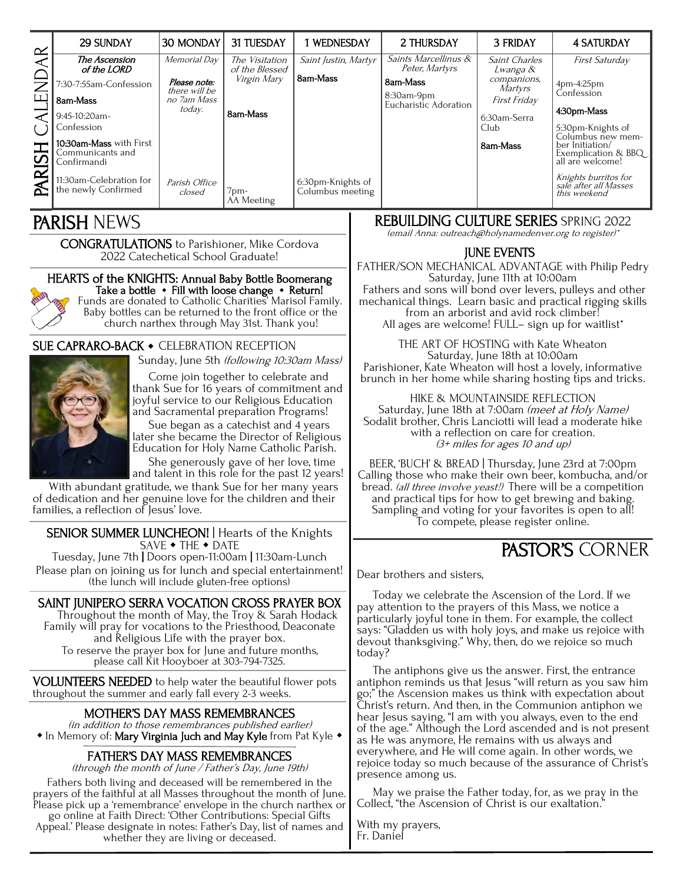## PARISH CALENDAR

| 29 SUNDAY | 30 MONDAY | 31 TUESDAY | 1 WEDNESDAY | 2 THURSDAY | 3 FRIDAY | 4 SATURDAY |
|---|---|---|---|---|---|---|
| *The Ascension of the LORD* | *Memorial Day* | *The Visitation of the Blessed Virgin Mary* | *Saint Justin, Martyr* | *Saints Marcellinus & Peter, Martyrs* | *Saint Charles Lwanga & companions, Martyrs* | *First Saturday* |
| 7:30-7:55am-Confession<br>**8am-Mass**<br>9:45-10:20am-Confession<br>**10:30am-Mass** with First Communicants and Confirmandi<br>11:30am-Celebration for the newly Confirmed | ***Please note:*** *there will be no 7am Mass today.*<br>*Parish Office closed* | **8am-Mass**<br>7pm-AA Meeting | **8am-Mass**<br>6:30pm-Knights of Columbus meeting | **8am-Mass**<br>8:30am-9pm Eucharistic Adoration | *First Friday*<br>6:30am-Serra Club<br>**8am-Mass** | 4pm-4:25pm Confession<br>**4:30pm-Mass**<br>5:30pm-Knights of Columbus new member Initiation/ Exemplication & BBQ all are welcome!<br>*Knights burritos for sale after all Masses this weekend* |

## PARISH NEWS

**CONGRATULATIONS** to Parishioner, Mike Cordova 2022 Catechetical School Graduate!

**HEARTS of the KNIGHTS: Annual Baby Bottle Boomerang**
**Take a bottle ◆ Fill with loose change ◆ Return!**
Funds are donated to Catholic Charities' Marisol Family. Baby bottles can be returned to the front office or the church narthex through May 31st. Thank you!

**SUE CAPRARO-BACK ◆** CELEBRATION RECEPTION
Sunday, June 5th *(following 10:30am Mass)*

Come join together to celebrate and thank Sue for 16 years of commitment and joyful service to our Religious Education and Sacramental preparation Programs!

Sue began as a catechist and 4 years later she became the Director of Religious Education for Holy Name Catholic Parish.

She generously gave of her love, time and talent in this role for the past 12 years!

With abundant gratitude, we thank Sue for her many years of dedication and her genuine love for the children and their families, a reflection of Jesus' love.

**SENIOR SUMMER LUNCHEON!** | Hearts of the Knights
SAVE ◆ THE ◆ DATE
Tuesday, June 7th | Doors open-11:00am | 11:30am-Lunch
Please plan on joining us for lunch and special entertainment! (the lunch will include gluten-free options)

**SAINT JUNIPERO SERRA VOCATION CROSS PRAYER BOX**
Throughout the month of May, the Troy & Sarah Hodack Family will pray for vocations to the Priesthood, Deaconate and Religious Life with the prayer box.
To reserve the prayer box for June and future months, please call Kit Hooyboer at 303-794-7325.

**VOLUNTEERS NEEDED** to help water the beautiful flower pots throughout the summer and early fall every 2-3 weeks.

**MOTHER'S DAY MASS REMEMBRANCES**
*(in addition to those remembrances published earlier)*
◆ In Memory of: **Mary Virginia Juch and May Kyle** from Pat Kyle ◆

**FATHER'S DAY MASS REMEMBRANCES**
*(through the month of June / Father's Day, June 19th)*
Fathers both living and deceased will be remembered in the prayers of the faithful at all Masses throughout the month of June. Please pick up a 'remembrance' envelope in the church narthex or go online at Faith Direct: 'Other Contributions: Special Gifts Appeal.' Please designate in notes: Father's Day, list of names and whether they are living or deceased.

## REBUILDING CULTURE SERIES SPRING 2022

*(email Anna: outreach@holynamedenver.org to register)**

### JUNE EVENTS

FATHER/SON MECHANICAL ADVANTAGE with Philip Pedry
Saturday, June 11th at 10:00am
Fathers and sons will bond over levers, pulleys and other mechanical things. Learn basic and practical rigging skills from an arborist and avid rock climber!
All ages are welcome! FULL– sign up for waitlist*

THE ART OF HOSTING with Kate Wheaton
Saturday, June 18th at 10:00am
Parishioner, Kate Wheaton will host a lovely, informative brunch in her home while sharing hosting tips and tricks.

HIKE & MOUNTAINSIDE REFLECTION
Saturday, June 18th at 7:00am *(meet at Holy Name)*
Sodalit brother, Chris Lanciotti will lead a moderate hike with a reflection on care for creation.
*(3+ miles for ages 10 and up)*

BEER, 'BUCH' & BREAD | Thursday, June 23rd at 7:00pm
Calling those who make their own beer, kombucha, and/or bread. *(all three involve yeast!)* There will be a competition and practical tips for how to get brewing and baking. Sampling and voting for your favorites is open to all! To compete, please register online.

## PASTOR'S CORNER

Dear brothers and sisters,

Today we celebrate the Ascension of the Lord. If we pay attention to the prayers of this Mass, we notice a particularly joyful tone in them. For example, the collect says: "Gladden us with holy joys, and make us rejoice with devout thanksgiving." Why, then, do we rejoice so much today?

The antiphons give us the answer. First, the entrance antiphon reminds us that Jesus "will return as you saw him go;" the Ascension makes us think with expectation about Christ's return. And then, in the Communion antiphon we hear Jesus saying, "I am with you always, even to the end of the age." Although the Lord ascended and is not present as He was anymore, He remains with us always and everywhere, and He will come again. In other words, we rejoice today so much because of the assurance of Christ's presence among us.

May we praise the Father today, for, as we pray in the Collect, "the Ascension of Christ is our exaltation."

With my prayers,
Fr. Daniel